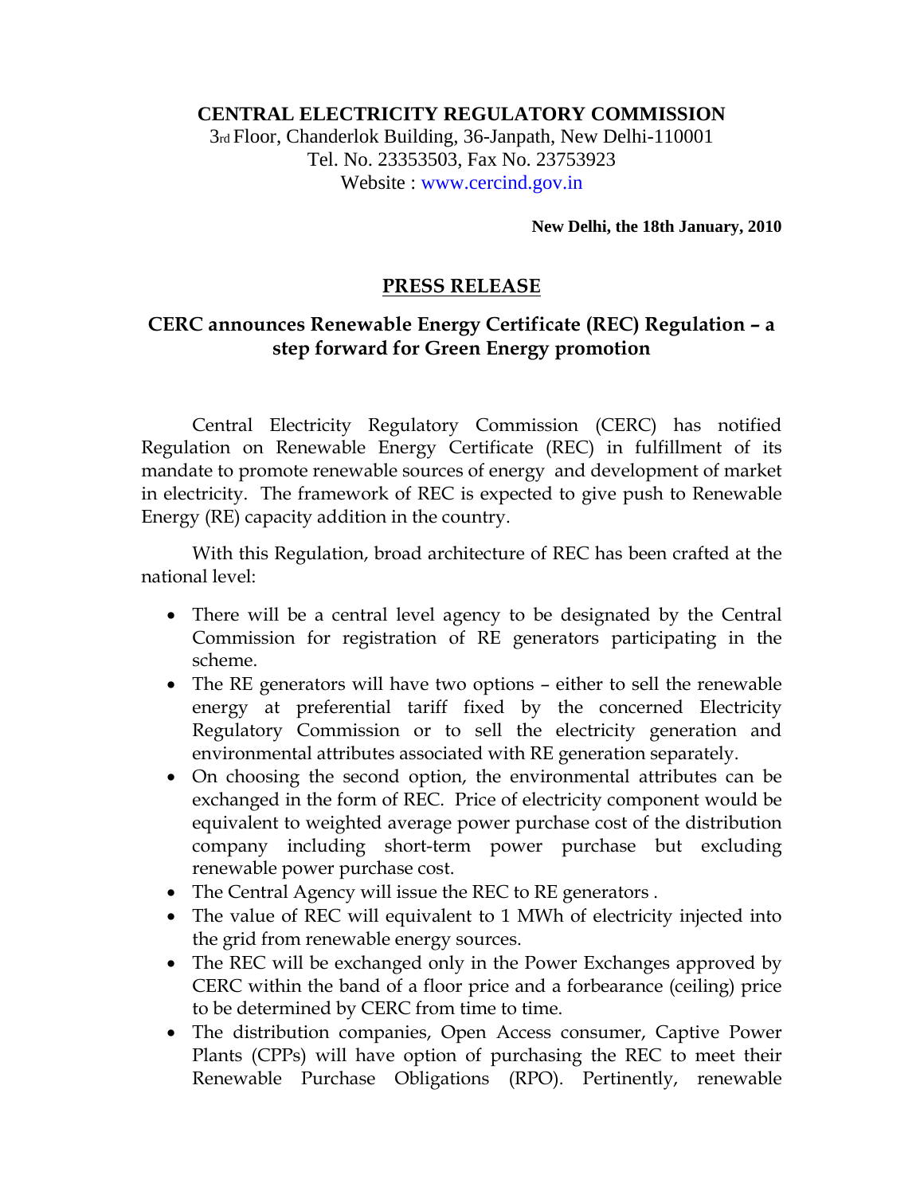**CENTRAL ELECTRICITY REGULATORY COMMISSION**
3rd Floor, Chanderlok Building, 36-Janpath, New Delhi-110001
Tel. No. 23353503, Fax No. 23753923
Website : www.cercind.gov.in

**New Delhi, the 18th January, 2010**

# PRESS RELEASE

## CERC announces Renewable Energy Certificate (REC) Regulation – a step forward for Green Energy promotion

Central Electricity Regulatory Commission (CERC) has notified Regulation on Renewable Energy Certificate (REC) in fulfillment of its mandate to promote renewable sources of energy and development of market in electricity. The framework of REC is expected to give push to Renewable Energy (RE) capacity addition in the country.

With this Regulation, broad architecture of REC has been crafted at the national level:

- There will be a central level agency to be designated by the Central Commission for registration of RE generators participating in the scheme.
- The RE generators will have two options – either to sell the renewable energy at preferential tariff fixed by the concerned Electricity Regulatory Commission or to sell the electricity generation and environmental attributes associated with RE generation separately.
- On choosing the second option, the environmental attributes can be exchanged in the form of REC. Price of electricity component would be equivalent to weighted average power purchase cost of the distribution company including short-term power purchase but excluding renewable power purchase cost.
- The Central Agency will issue the REC to RE generators .
- The value of REC will equivalent to 1 MWh of electricity injected into the grid from renewable energy sources.
- The REC will be exchanged only in the Power Exchanges approved by CERC within the band of a floor price and a forbearance (ceiling) price to be determined by CERC from time to time.
- The distribution companies, Open Access consumer, Captive Power Plants (CPPs) will have option of purchasing the REC to meet their Renewable Purchase Obligations (RPO). Pertinently, renewable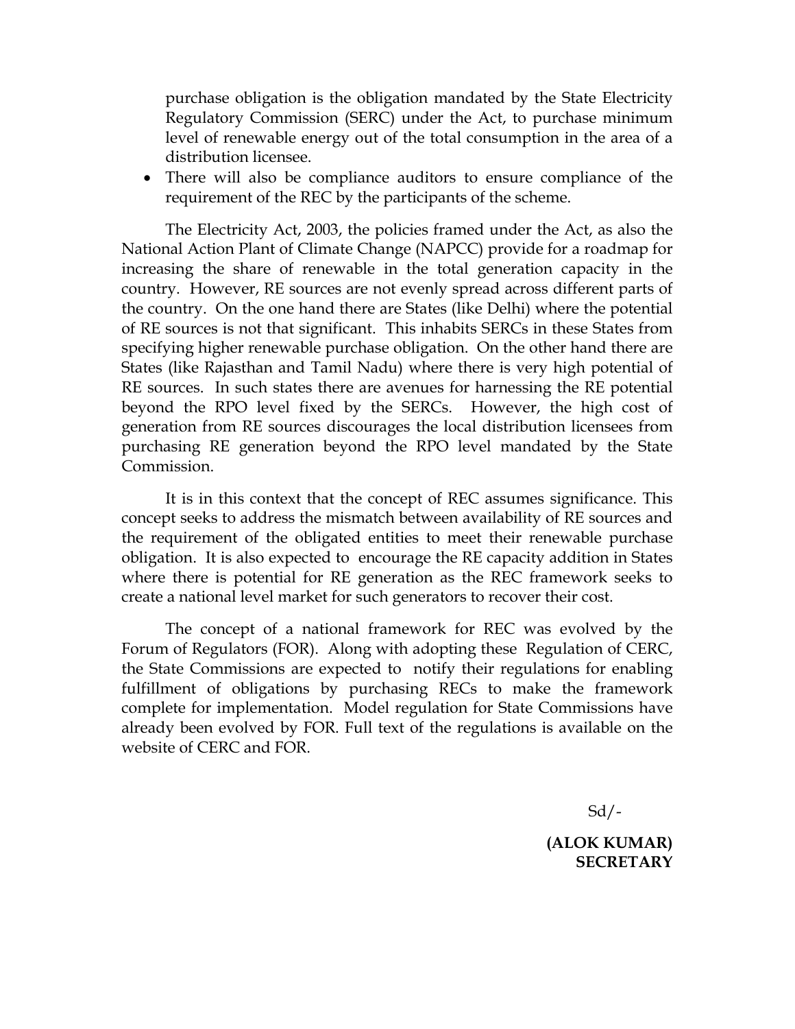purchase obligation is the obligation mandated by the State Electricity Regulatory Commission (SERC) under the Act, to purchase minimum level of renewable energy out of the total consumption in the area of a distribution licensee.

- There will also be compliance auditors to ensure compliance of the requirement of the REC by the participants of the scheme.

The Electricity Act, 2003, the policies framed under the Act, as also the National Action Plant of Climate Change (NAPCC) provide for a roadmap for increasing the share of renewable in the total generation capacity in the country. However, RE sources are not evenly spread across different parts of the country. On the one hand there are States (like Delhi) where the potential of RE sources is not that significant. This inhabits SERCs in these States from specifying higher renewable purchase obligation. On the other hand there are States (like Rajasthan and Tamil Nadu) where there is very high potential of RE sources. In such states there are avenues for harnessing the RE potential beyond the RPO level fixed by the SERCs. However, the high cost of generation from RE sources discourages the local distribution licensees from purchasing RE generation beyond the RPO level mandated by the State Commission.

It is in this context that the concept of REC assumes significance. This concept seeks to address the mismatch between availability of RE sources and the requirement of the obligated entities to meet their renewable purchase obligation. It is also expected to encourage the RE capacity addition in States where there is potential for RE generation as the REC framework seeks to create a national level market for such generators to recover their cost.

The concept of a national framework for REC was evolved by the Forum of Regulators (FOR). Along with adopting these Regulation of CERC, the State Commissions are expected to notify their regulations for enabling fulfillment of obligations by purchasing RECs to make the framework complete for implementation. Model regulation for State Commissions have already been evolved by FOR. Full text of the regulations is available on the website of CERC and FOR.

Sd/-

**(ALOK KUMAR)**
**SECRETARY**